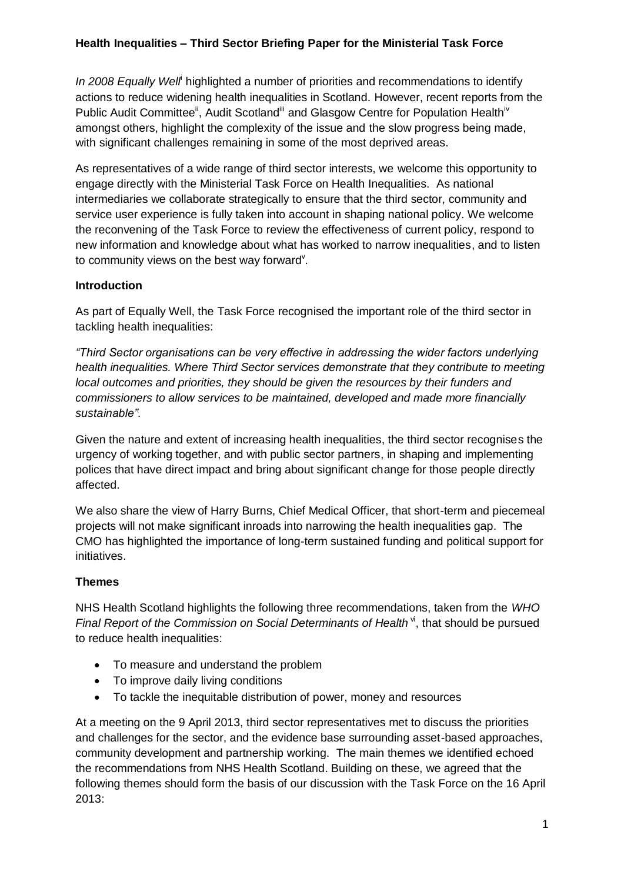**Health Inequalities – Third Sector Briefing Paper for the Ministerial Task Force**

*In 2008 Equally Well*[i] highlighted a number of priorities and recommendations to identify actions to reduce widening health inequalities in Scotland. However, recent reports from the Public Audit Committee[ii], Audit Scotland[iii] and Glasgow Centre for Population Health[iv] amongst others, highlight the complexity of the issue and the slow progress being made, with significant challenges remaining in some of the most deprived areas.

As representatives of a wide range of third sector interests, we welcome this opportunity to engage directly with the Ministerial Task Force on Health Inequalities. As national intermediaries we collaborate strategically to ensure that the third sector, community and service user experience is fully taken into account in shaping national policy. We welcome the reconvening of the Task Force to review the effectiveness of current policy, respond to new information and knowledge about what has worked to narrow inequalities, and to listen to community views on the best way forward[v].

**Introduction**

As part of Equally Well, the Task Force recognised the important role of the third sector in tackling health inequalities:

*"Third Sector organisations can be very effective in addressing the wider factors underlying health inequalities. Where Third Sector services demonstrate that they contribute to meeting local outcomes and priorities, they should be given the resources by their funders and commissioners to allow services to be maintained, developed and made more financially sustainable".*

Given the nature and extent of increasing health inequalities, the third sector recognises the urgency of working together, and with public sector partners, in shaping and implementing polices that have direct impact and bring about significant change for those people directly affected.

We also share the view of Harry Burns, Chief Medical Officer, that short-term and piecemeal projects will not make significant inroads into narrowing the health inequalities gap. The CMO has highlighted the importance of long-term sustained funding and political support for initiatives.

**Themes**

NHS Health Scotland highlights the following three recommendations, taken from the *WHO Final Report of the Commission on Social Determinants of Health*[vi], that should be pursued to reduce health inequalities:

- To measure and understand the problem
- To improve daily living conditions
- To tackle the inequitable distribution of power, money and resources

At a meeting on the 9 April 2013, third sector representatives met to discuss the priorities and challenges for the sector, and the evidence base surrounding asset-based approaches, community development and partnership working. The main themes we identified echoed the recommendations from NHS Health Scotland. Building on these, we agreed that the following themes should form the basis of our discussion with the Task Force on the 16 April 2013: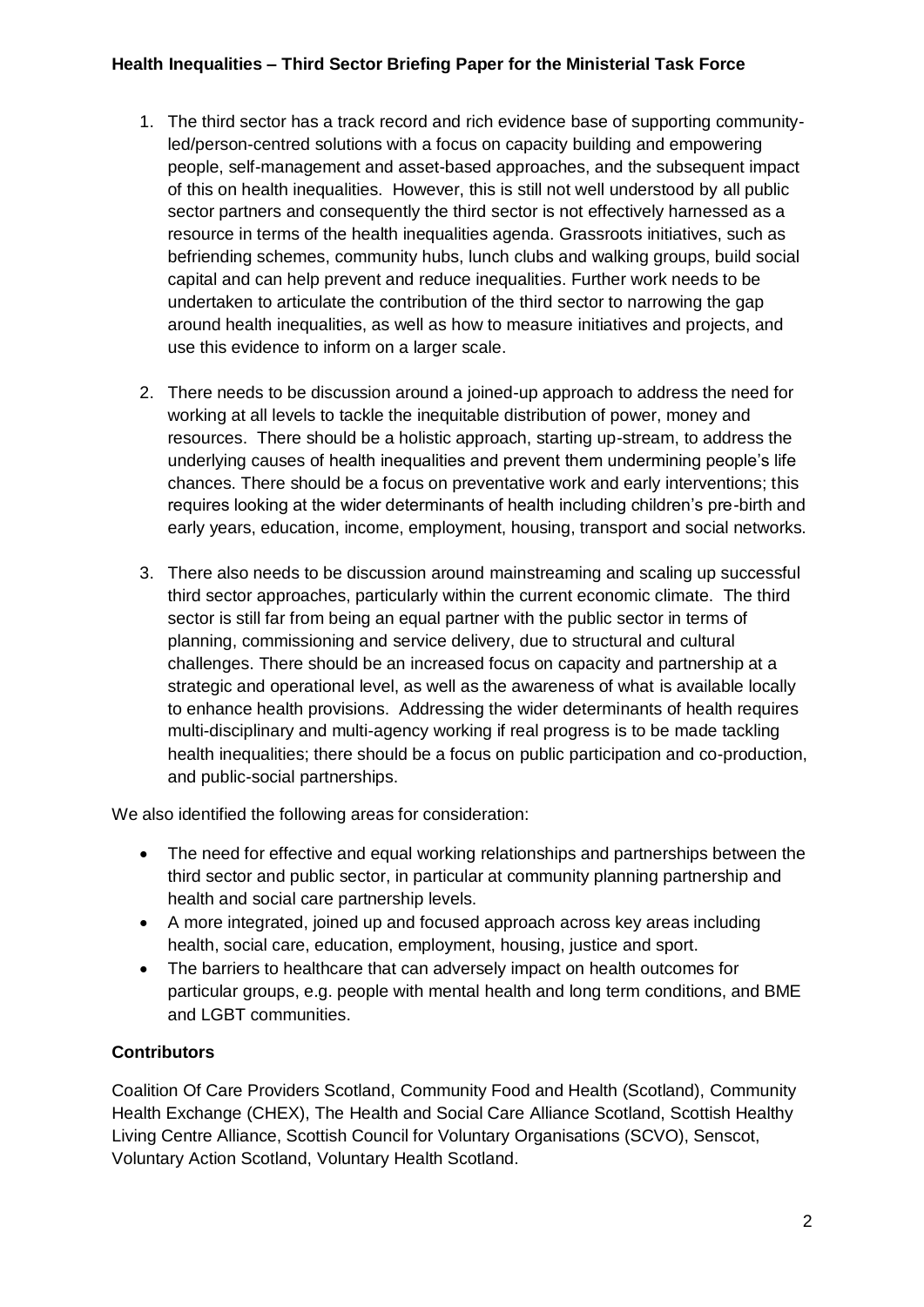1. The third sector has a track record and rich evidence base of supporting community-led/person-centred solutions with a focus on capacity building and empowering people, self-management and asset-based approaches, and the subsequent impact of this on health inequalities. However, this is still not well understood by all public sector partners and consequently the third sector is not effectively harnessed as a resource in terms of the health inequalities agenda. Grassroots initiatives, such as befriending schemes, community hubs, lunch clubs and walking groups, build social capital and can help prevent and reduce inequalities. Further work needs to be undertaken to articulate the contribution of the third sector to narrowing the gap around health inequalities, as well as how to measure initiatives and projects, and use this evidence to inform on a larger scale.

2. There needs to be discussion around a joined-up approach to address the need for working at all levels to tackle the inequitable distribution of power, money and resources. There should be a holistic approach, starting up-stream, to address the underlying causes of health inequalities and prevent them undermining people's life chances. There should be a focus on preventative work and early interventions; this requires looking at the wider determinants of health including children's pre-birth and early years, education, income, employment, housing, transport and social networks.

3. There also needs to be discussion around mainstreaming and scaling up successful third sector approaches, particularly within the current economic climate. The third sector is still far from being an equal partner with the public sector in terms of planning, commissioning and service delivery, due to structural and cultural challenges. There should be an increased focus on capacity and partnership at a strategic and operational level, as well as the awareness of what is available locally to enhance health provisions. Addressing the wider determinants of health requires multi-disciplinary and multi-agency working if real progress is to be made tackling health inequalities; there should be a focus on public participation and co-production, and public-social partnerships.

We also identified the following areas for consideration:

- The need for effective and equal working relationships and partnerships between the third sector and public sector, in particular at community planning partnership and health and social care partnership levels.
- A more integrated, joined up and focused approach across key areas including health, social care, education, employment, housing, justice and sport.
- The barriers to healthcare that can adversely impact on health outcomes for particular groups, e.g. people with mental health and long term conditions, and BME and LGBT communities.

**Contributors**

Coalition Of Care Providers Scotland, Community Food and Health (Scotland), Community Health Exchange (CHEX), The Health and Social Care Alliance Scotland, Scottish Healthy Living Centre Alliance, Scottish Council for Voluntary Organisations (SCVO), Senscot, Voluntary Action Scotland, Voluntary Health Scotland.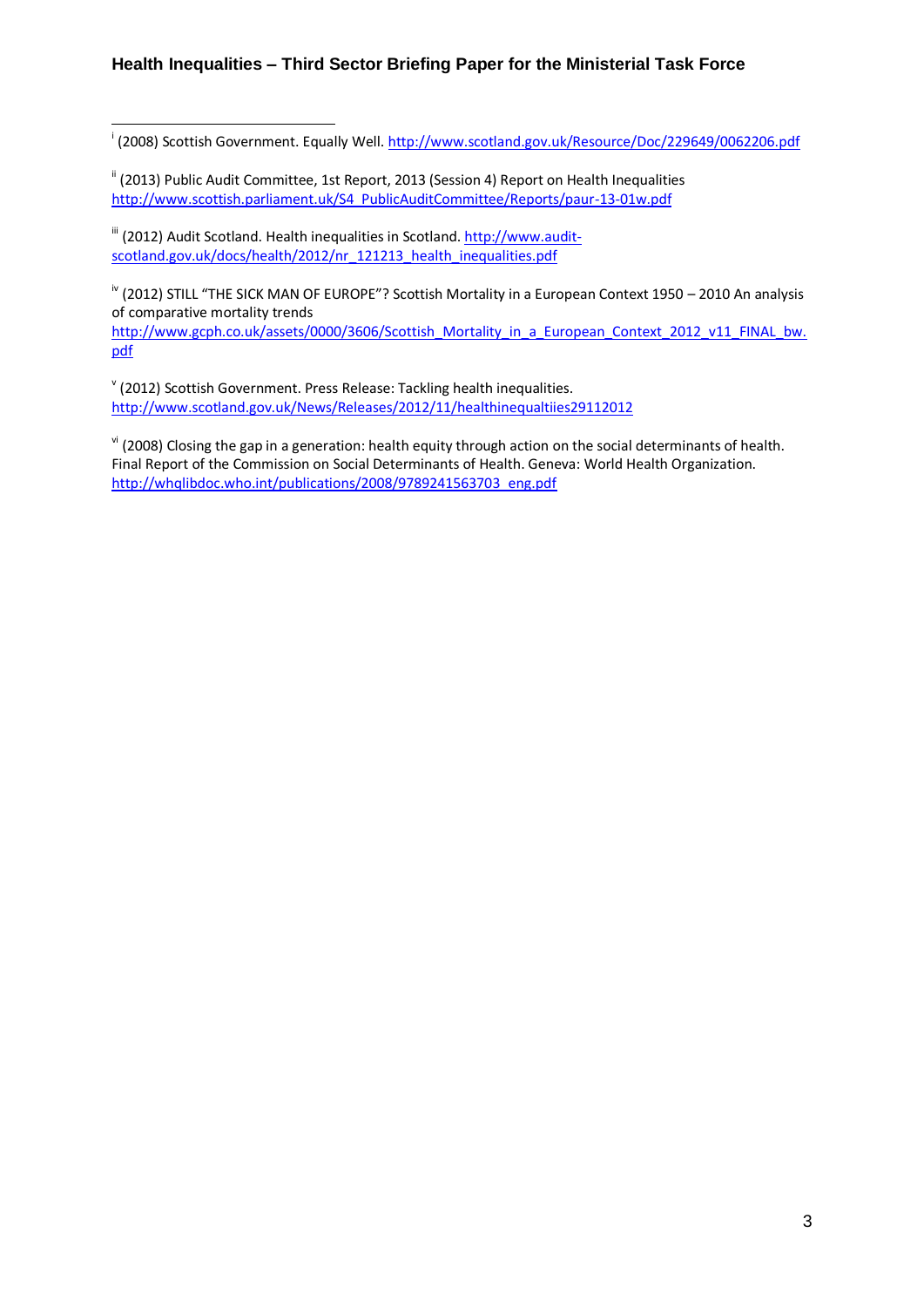[i] (2008) Scottish Government. Equally Well. http://www.scotland.gov.uk/Resource/Doc/229649/0062206.pdf

[ii] (2013) Public Audit Committee, 1st Report, 2013 (Session 4) Report on Health Inequalities http://www.scottish.parliament.uk/S4_PublicAuditCommittee/Reports/paur-13-01w.pdf

[iii] (2012) Audit Scotland. Health inequalities in Scotland. http://www.audit-scotland.gov.uk/docs/health/2012/nr_121213_health_inequalities.pdf

[iv] (2012) STILL "THE SICK MAN OF EUROPE"? Scottish Mortality in a European Context 1950 – 2010 An analysis of comparative mortality trends http://www.gcph.co.uk/assets/0000/3606/Scottish_Mortality_in_a_European_Context_2012_v11_FINAL_bw.pdf

[v] (2012) Scottish Government. Press Release: Tackling health inequalities. http://www.scotland.gov.uk/News/Releases/2012/11/healthinequaltiies29112012

[vi] (2008) Closing the gap in a generation: health equity through action on the social determinants of health. Final Report of the Commission on Social Determinants of Health. Geneva: World Health Organization. http://whqlibdoc.who.int/publications/2008/9789241563703_eng.pdf